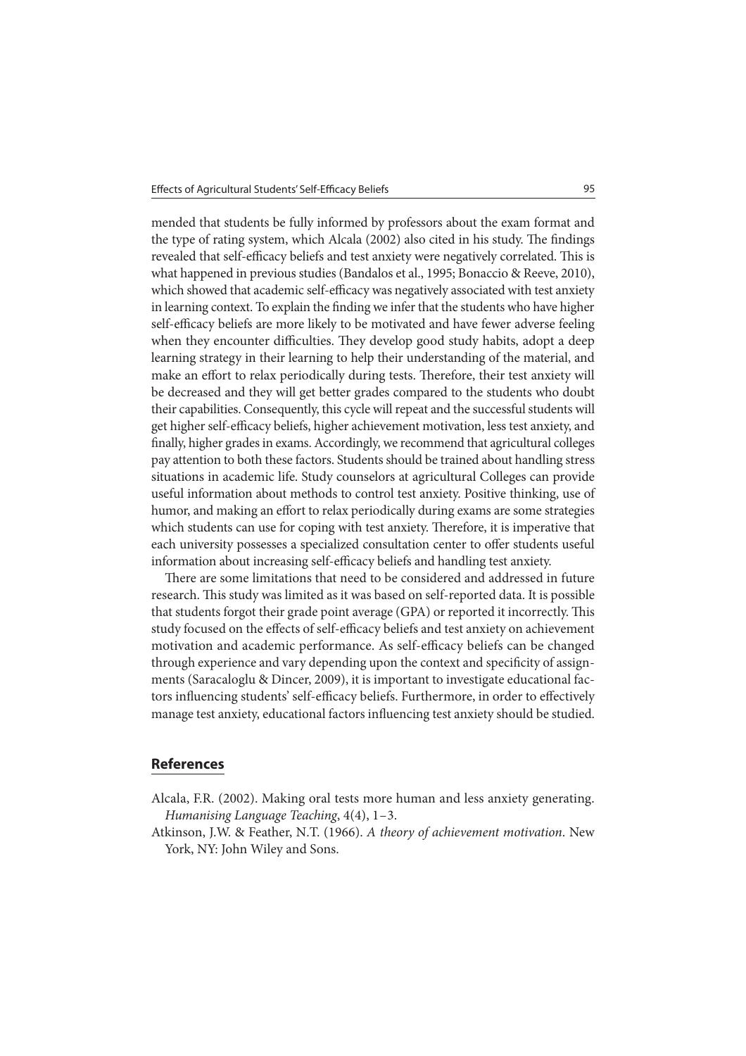mended that students be fully informed by professors about the exam format and the type of rating system, which Alcala (2002) also cited in his study. The findings revealed that self-efficacy beliefs and test anxiety were negatively correlated. This is what happened in previous studies (Bandalos et al., 1995; Bonaccio & Reeve, 2010), which showed that academic self-efficacy was negatively associated with test anxiety in learning context. To explain the finding we infer that the students who have higher self-efficacy beliefs are more likely to be motivated and have fewer adverse feeling when they encounter difficulties. They develop good study habits, adopt a deep learning strategy in their learning to help their understanding of the material, and make an effort to relax periodically during tests. Therefore, their test anxiety will be decreased and they will get better grades compared to the students who doubt their capabilities. Consequently, this cycle will repeat and the successful students will get higher self-efficacy beliefs, higher achievement motivation, less test anxiety, and finally, higher grades in exams. Accordingly, we recommend that agricultural colleges pay attention to both these factors. Students should be trained about handling stress situations in academic life. Study counselors at agricultural Colleges can provide useful information about methods to control test anxiety. Positive thinking, use of humor, and making an effort to relax periodically during exams are some strategies which students can use for coping with test anxiety. Therefore, it is imperative that each university possesses a specialized consultation center to offer students useful information about increasing self-efficacy beliefs and handling test anxiety.

There are some limitations that need to be considered and addressed in future research. This study was limited as it was based on self-reported data. It is possible that students forgot their grade point average (GPA) or reported it incorrectly. This study focused on the effects of self-efficacy beliefs and test anxiety on achievement motivation and academic performance. As self-efficacy beliefs can be changed through experience and vary depending upon the context and specificity of assignments (Saracaloglu & Dincer, 2009), it is important to investigate educational factors influencing students' self-efficacy beliefs. Furthermore, in order to effectively manage test anxiety, educational factors influencing test anxiety should be studied.

## References

Alcala, F.R. (2002). Making oral tests more human and less anxiety generating. *Humanising Language Teaching*, 4(4), 1–3.

Atkinson, J.W. & Feather, N.T. (1966). *A theory of achievement motivation*. New York, NY: John Wiley and Sons.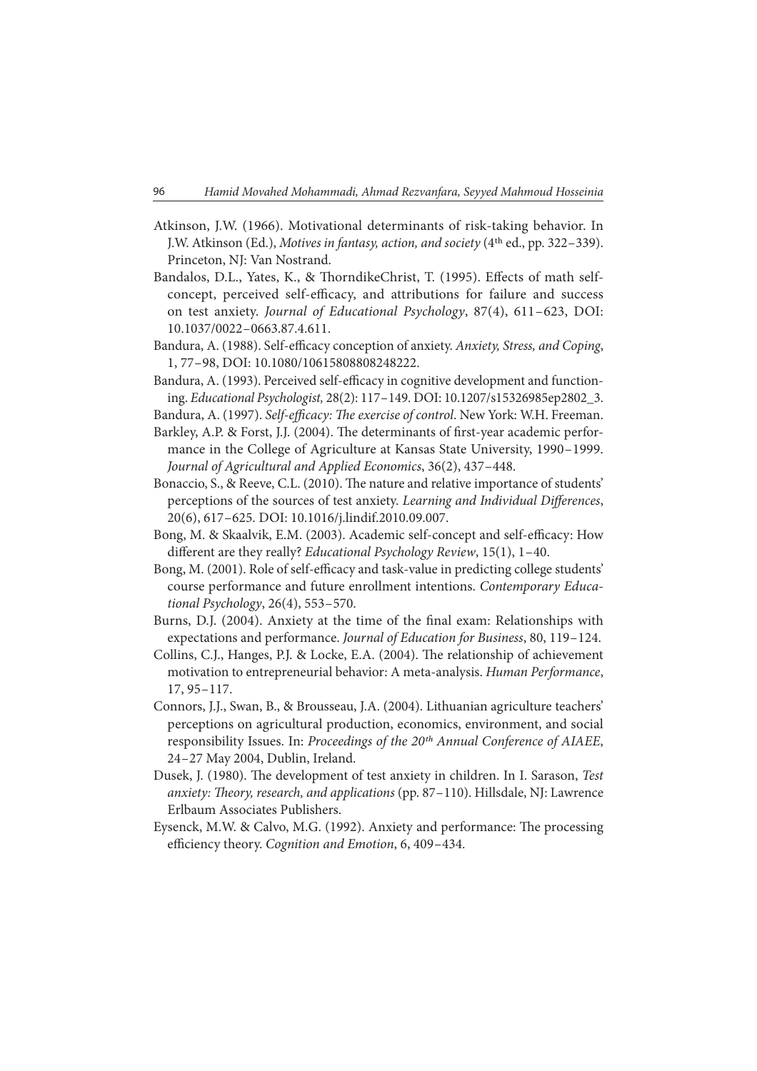Atkinson, J.W. (1966). Motivational determinants of risk-taking behavior. In J.W. Atkinson (Ed.), *Motives in fantasy, action, and society* (4th ed., pp. 322–339). Princeton, NJ: Van Nostrand.

Bandalos, D.L., Yates, K., & ThorndikeChrist, T. (1995). Effects of math self-concept, perceived self-efficacy, and attributions for failure and success on test anxiety. *Journal of Educational Psychology*, 87(4), 611–623, DOI: 10.1037/0022–0663.87.4.611.

Bandura, A. (1988). Self-efficacy conception of anxiety. *Anxiety, Stress, and Coping*, 1, 77–98, DOI: 10.1080/10615808808248222.

Bandura, A. (1993). Perceived self-efficacy in cognitive development and functioning. *Educational Psychologist,* 28(2): 117–149. DOI: 10.1207/s15326985ep2802_3.

Bandura, A. (1997). *Self-efficacy: The exercise of control*. New York: W.H. Freeman.

Barkley, A.P. & Forst, J.J. (2004). The determinants of first-year academic performance in the College of Agriculture at Kansas State University, 1990–1999. *Journal of Agricultural and Applied Economics*, 36(2), 437–448.

Bonaccio, S., & Reeve, C.L. (2010). The nature and relative importance of students' perceptions of the sources of test anxiety. *Learning and Individual Differences*, 20(6), 617–625. DOI: 10.1016/j.lindif.2010.09.007.

Bong, M. & Skaalvik, E.M. (2003). Academic self-concept and self-efficacy: How different are they really? *Educational Psychology Review*, 15(1), 1–40.

Bong, M. (2001). Role of self-efficacy and task-value in predicting college students' course performance and future enrollment intentions. *Contemporary Educational Psychology*, 26(4), 553–570.

Burns, D.J. (2004). Anxiety at the time of the final exam: Relationships with expectations and performance. *Journal of Education for Business*, 80, 119–124.

Collins, C.J., Hanges, P.J. & Locke, E.A. (2004). The relationship of achievement motivation to entrepreneurial behavior: A meta-analysis. *Human Performance*, 17, 95–117.

Connors, J.J., Swan, B., & Brousseau, J.A. (2004). Lithuanian agriculture teachers' perceptions on agricultural production, economics, environment, and social responsibility Issues. In: *Proceedings of the 20th Annual Conference of AIAEE*, 24–27 May 2004, Dublin, Ireland.

Dusek, J. (1980). The development of test anxiety in children. In I. Sarason, *Test anxiety: Theory, research, and applications* (pp. 87–110). Hillsdale, NJ: Lawrence Erlbaum Associates Publishers.

Eysenck, M.W. & Calvo, M.G. (1992). Anxiety and performance: The processing efficiency theory. *Cognition and Emotion*, 6, 409–434.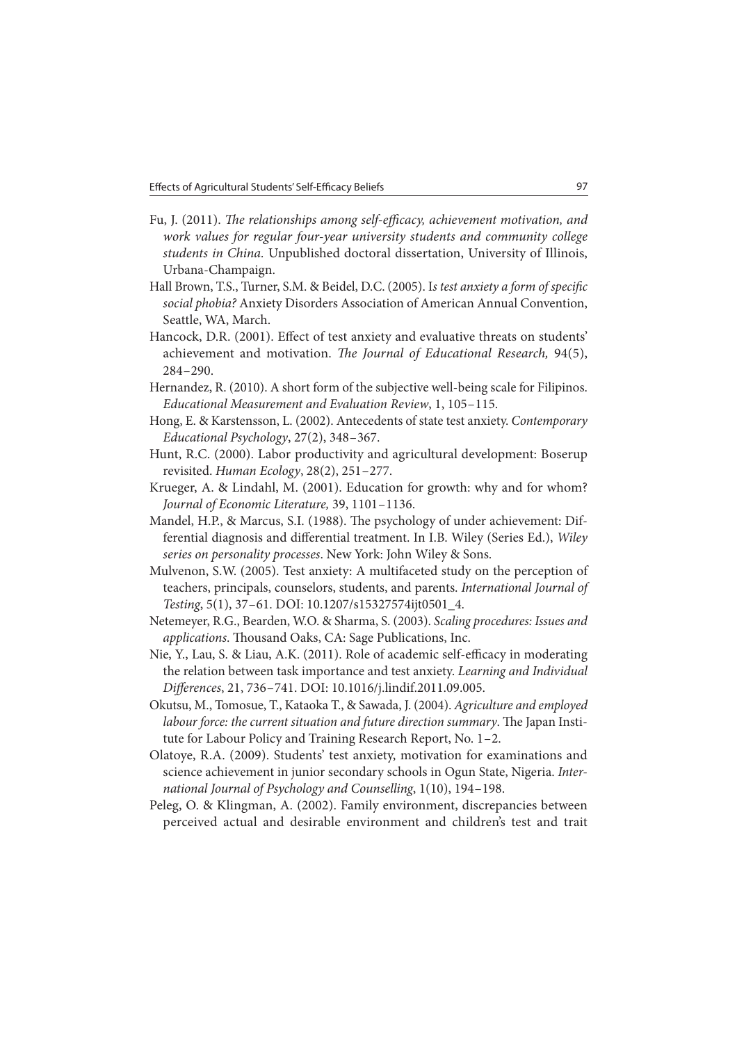Fu, J. (2011). *The relationships among self-efficacy, achievement motivation, and work values for regular four-year university students and community college students in China*. Unpublished doctoral dissertation, University of Illinois, Urbana-Champaign.

Hall Brown, T.S., Turner, S.M. & Beidel, D.C. (2005). I*s test anxiety a form of specific social phobia?* Anxiety Disorders Association of American Annual Convention, Seattle, WA, March.

Hancock, D.R. (2001). Effect of test anxiety and evaluative threats on students' achievement and motivation. *The Journal of Educational Research,* 94(5), 284–290.

Hernandez, R. (2010). A short form of the subjective well-being scale for Filipinos. *Educational Measurement and Evaluation Review*, 1, 105–115.

Hong, E. & Karstensson, L. (2002). Antecedents of state test anxiety. *Contemporary Educational Psychology*, 27(2), 348–367.

Hunt, R.C. (2000). Labor productivity and agricultural development: Boserup revisited. *Human Ecology*, 28(2), 251–277.

Krueger, A. & Lindahl, M. (2001). Education for growth: why and for whom? *Journal of Economic Literature,* 39, 1101–1136.

Mandel, H.P., & Marcus, S.I. (1988). The psychology of under achievement: Differential diagnosis and differential treatment. In I.B. Wiley (Series Ed.), *Wiley series on personality processes*. New York: John Wiley & Sons.

Mulvenon, S.W. (2005). Test anxiety: A multifaceted study on the perception of teachers, principals, counselors, students, and parents. *International Journal of Testing*, 5(1), 37–61. DOI: 10.1207/s15327574ijt0501_4.

Netemeyer, R.G., Bearden, W.O. & Sharma, S. (2003). *Scaling procedures: Issues and applications*. Thousand Oaks, CA: Sage Publications, Inc.

Nie, Y., Lau, S. & Liau, A.K. (2011). Role of academic self-efficacy in moderating the relation between task importance and test anxiety. *Learning and Individual Differences*, 21, 736–741. DOI: 10.1016/j.lindif.2011.09.005.

Okutsu, M., Tomosue, T., Kataoka T., & Sawada, J. (2004). *Agriculture and employed labour force: the current situation and future direction summary*. The Japan Institute for Labour Policy and Training Research Report, No. 1–2.

Olatoye, R.A. (2009). Students' test anxiety, motivation for examinations and science achievement in junior secondary schools in Ogun State, Nigeria. *International Journal of Psychology and Counselling*, 1(10), 194–198.

Peleg, O. & Klingman, A. (2002). Family environment, discrepancies between perceived actual and desirable environment and children's test and trait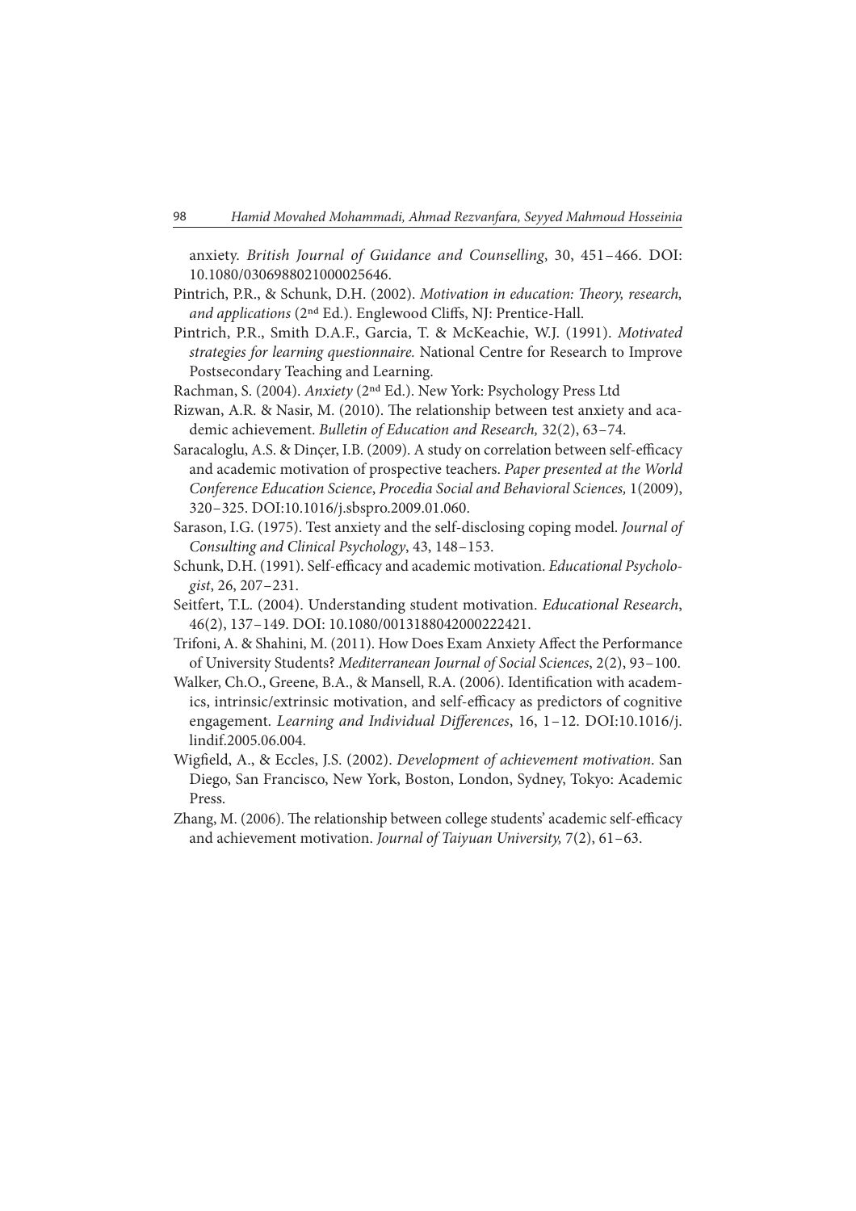anxiety. *British Journal of Guidance and Counselling*, 30, 451–466. DOI: 10.1080/0306988021000025646.

Pintrich, P.R., & Schunk, D.H. (2002). *Motivation in education: Theory, research, and applications* (2nd Ed.). Englewood Cliffs, NJ: Prentice-Hall.

Pintrich, P.R., Smith D.A.F., Garcia, T. & McKeachie, W.J. (1991). *Motivated strategies for learning questionnaire.* National Centre for Research to Improve Postsecondary Teaching and Learning.

Rachman, S. (2004). *Anxiety* (2nd Ed.). New York: Psychology Press Ltd

Rizwan, A.R. & Nasir, M. (2010). The relationship between test anxiety and academic achievement. *Bulletin of Education and Research,* 32(2), 63–74.

Saracaloglu, A.S. & Dinçer, I.B. (2009). A study on correlation between self-efficacy and academic motivation of prospective teachers. *Paper presented at the World Conference Education Science*, *Procedia Social and Behavioral Sciences,* 1(2009), 320–325. DOI:10.1016/j.sbspro.2009.01.060.

Sarason, I.G. (1975). Test anxiety and the self-disclosing coping model. *Journal of Consulting and Clinical Psychology*, 43, 148–153.

Schunk, D.H. (1991). Self-efficacy and academic motivation. *Educational Psychologist*, 26, 207–231.

Seitfert, T.L. (2004). Understanding student motivation. *Educational Research*, 46(2), 137–149. DOI: 10.1080/0013188042000222421.

Trifoni, A. & Shahini, M. (2011). How Does Exam Anxiety Affect the Performance of University Students? *Mediterranean Journal of Social Sciences*, 2(2), 93–100.

Walker, Ch.O., Greene, B.A., & Mansell, R.A. (2006). Identification with academics, intrinsic/extrinsic motivation, and self-efficacy as predictors of cognitive engagement. *Learning and Individual Differences*, 16, 1–12. DOI:10.1016/j.lindif.2005.06.004.

Wigfield, A., & Eccles, J.S. (2002). *Development of achievement motivation*. San Diego, San Francisco, New York, Boston, London, Sydney, Tokyo: Academic Press.

Zhang, M. (2006). The relationship between college students' academic self-efficacy and achievement motivation. *Journal of Taiyuan University,* 7(2), 61–63.